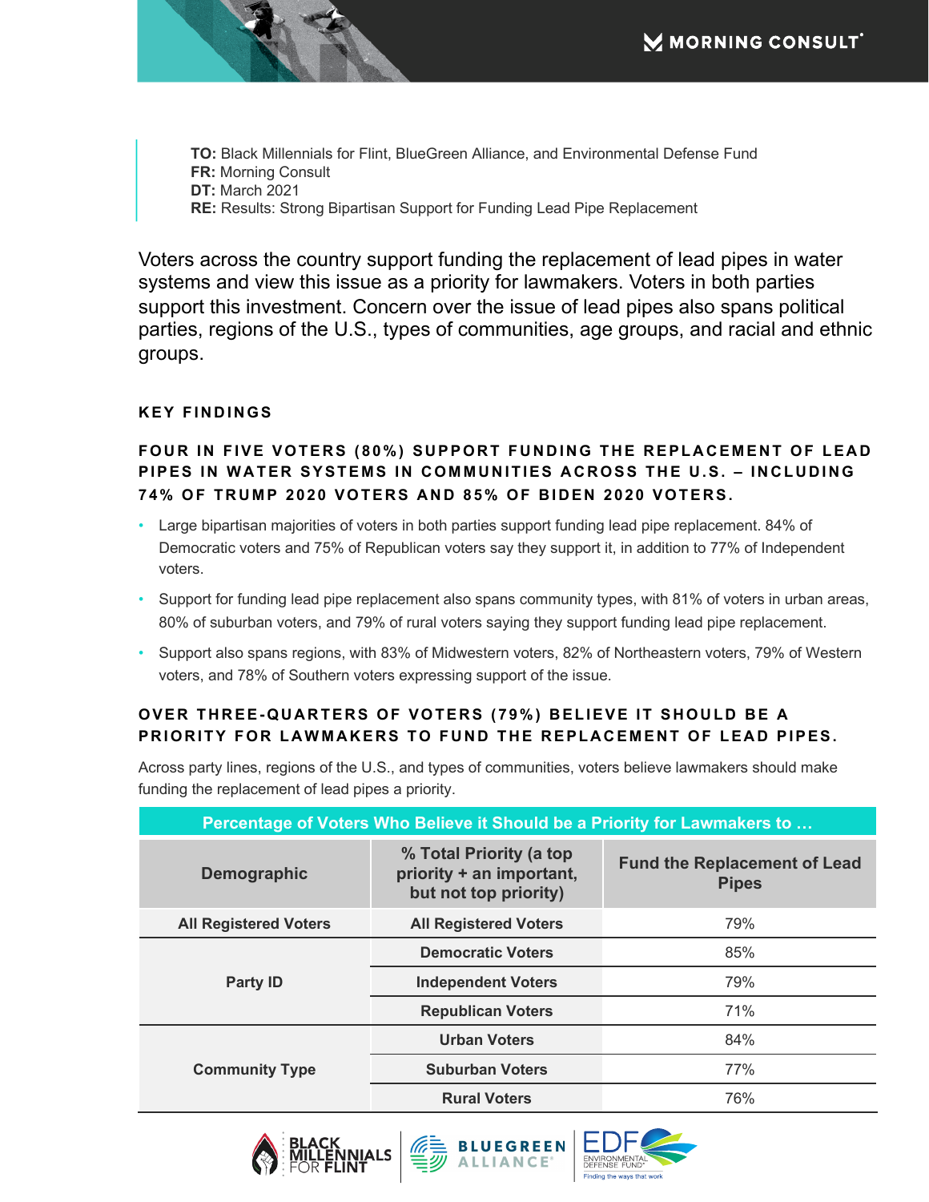**TO:** Black Millennials for Flint, BlueGreen Alliance, and Environmental Defense Fund
**FR:** Morning Consult
**DT:** March 2021
**RE:** Results: Strong Bipartisan Support for Funding Lead Pipe Replacement

Voters across the country support funding the replacement of lead pipes in water systems and view this issue as a priority for lawmakers. Voters in both parties support this investment. Concern over the issue of lead pipes also spans political parties, regions of the U.S., types of communities, age groups, and racial and ethnic groups.

## KEY FINDINGS

### FOUR IN FIVE VOTERS (80%) SUPPORT FUNDING THE REPLACEMENT OF LEAD PIPES IN WATER SYSTEMS IN COMMUNITIES ACROSS THE U.S. – INCLUDING 74% OF TRUMP 2020 VOTERS AND 85% OF BIDEN 2020 VOTERS.

- Large bipartisan majorities of voters in both parties support funding lead pipe replacement. 84% of Democratic voters and 75% of Republican voters say they support it, in addition to 77% of Independent voters.
- Support for funding lead pipe replacement also spans community types, with 81% of voters in urban areas, 80% of suburban voters, and 79% of rural voters saying they support funding lead pipe replacement.
- Support also spans regions, with 83% of Midwestern voters, 82% of Northeastern voters, 79% of Western voters, and 78% of Southern voters expressing support of the issue.

### OVER THREE-QUARTERS OF VOTERS (79%) BELIEVE IT SHOULD BE A PRIORITY FOR LAWMAKERS TO FUND THE REPLACEMENT OF LEAD PIPES.

Across party lines, regions of the U.S., and types of communities, voters believe lawmakers should make funding the replacement of lead pipes a priority.

| Percentage of Voters Who Believe it Should be a Priority for Lawmakers to … | | |
|---|---|---|
| **Demographic** | **% Total Priority (a top priority + an important, but not top priority)** | **Fund the Replacement of Lead Pipes** |
| **All Registered Voters** | **All Registered Voters** | 79% |
| **Party ID** | **Democratic Voters** | 85% |
| | **Independent Voters** | 79% |
| | **Republican Voters** | 71% |
| **Community Type** | **Urban Voters** | 84% |
| | **Suburban Voters** | 77% |
| | **Rural Voters** | 76% |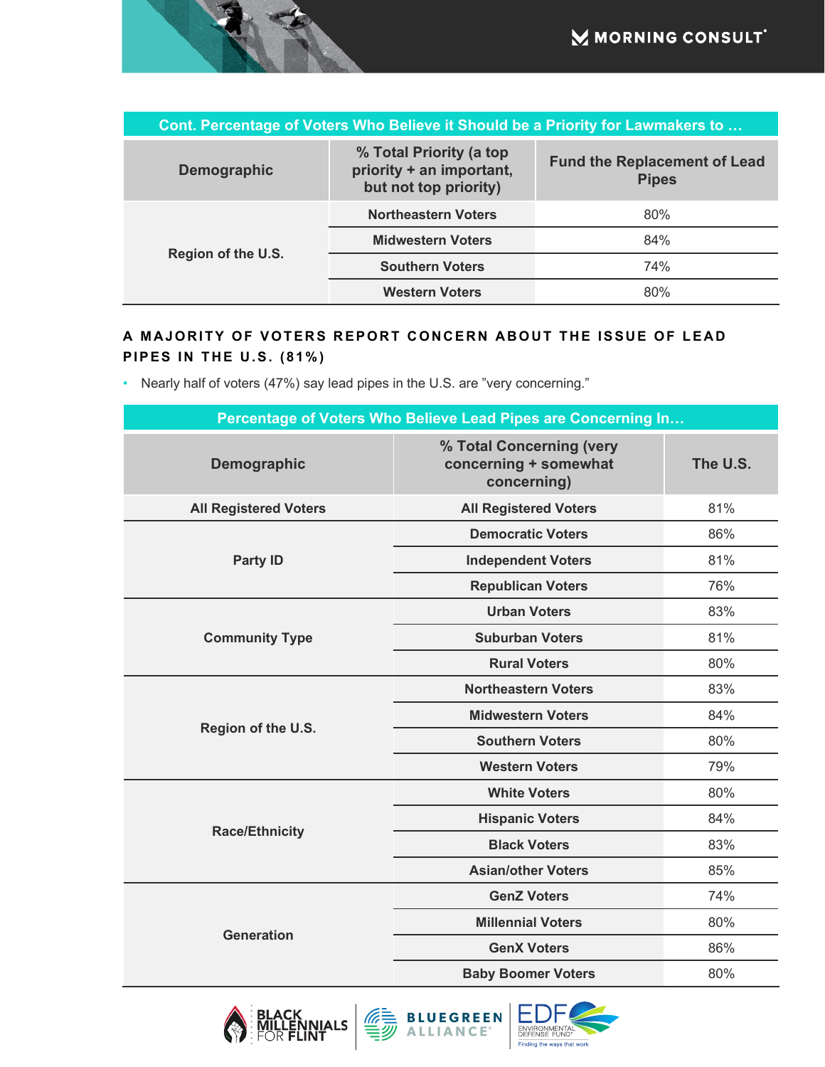| Cont. Percentage of Voters Who Believe it Should be a Priority for Lawmakers to … | | |
|---|---|---|
| Demographic | % Total Priority (a top priority + an important, but not top priority) | Fund the Replacement of Lead Pipes |
| Region of the U.S. | Northeastern Voters | 80% |
| | Midwestern Voters | 84% |
| | Southern Voters | 74% |
| | Western Voters | 80% |

### A MAJORITY OF VOTERS REPORT CONCERN ABOUT THE ISSUE OF LEAD PIPES IN THE U.S. (81%)

- Nearly half of voters (47%) say lead pipes in the U.S. are "very concerning."

| Percentage of Voters Who Believe Lead Pipes are Concerning In… | | |
|---|---|---|
| Demographic | % Total Concerning (very concerning + somewhat concerning) | The U.S. |
| All Registered Voters | All Registered Voters | 81% |
| Party ID | Democratic Voters | 86% |
| | Independent Voters | 81% |
| | Republican Voters | 76% |
| Community Type | Urban Voters | 83% |
| | Suburban Voters | 81% |
| | Rural Voters | 80% |
| Region of the U.S. | Northeastern Voters | 83% |
| | Midwestern Voters | 84% |
| | Southern Voters | 80% |
| | Western Voters | 79% |
| Race/Ethnicity | White Voters | 80% |
| | Hispanic Voters | 84% |
| | Black Voters | 83% |
| | Asian/other Voters | 85% |
| Generation | GenZ Voters | 74% |
| | Millennial Voters | 80% |
| | GenX Voters | 86% |
| | Baby Boomer Voters | 80% |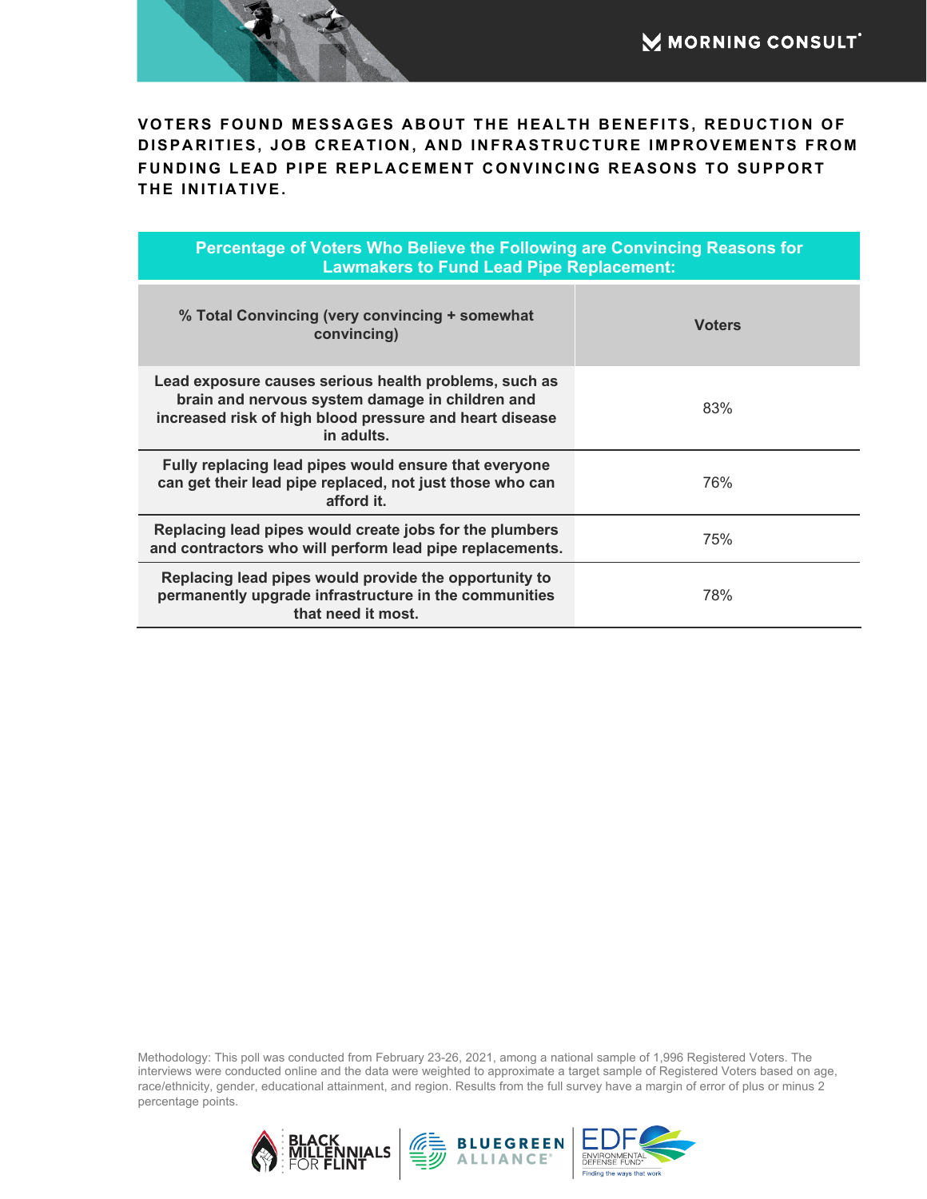**VOTERS FOUND MESSAGES ABOUT THE HEALTH BENEFITS, REDUCTION OF DISPARITIES, JOB CREATION, AND INFRASTRUCTURE IMPROVEMENTS FROM FUNDING LEAD PIPE REPLACEMENT CONVINCING REASONS TO SUPPORT THE INITIATIVE.**

**Percentage of Voters Who Believe the Following are Convincing Reasons for Lawmakers to Fund Lead Pipe Replacement:**

| % Total Convincing (very convincing + somewhat convincing) | Voters |
|---|---|
| Lead exposure causes serious health problems, such as brain and nervous system damage in children and increased risk of high blood pressure and heart disease in adults. | 83% |
| Fully replacing lead pipes would ensure that everyone can get their lead pipe replaced, not just those who can afford it. | 76% |
| Replacing lead pipes would create jobs for the plumbers and contractors who will perform lead pipe replacements. | 75% |
| Replacing lead pipes would provide the opportunity to permanently upgrade infrastructure in the communities that need it most. | 78% |

Methodology: This poll was conducted from February 23-26, 2021, among a national sample of 1,996 Registered Voters. The interviews were conducted online and the data were weighted to approximate a target sample of Registered Voters based on age, race/ethnicity, gender, educational attainment, and region. Results from the full survey have a margin of error of plus or minus 2 percentage points.